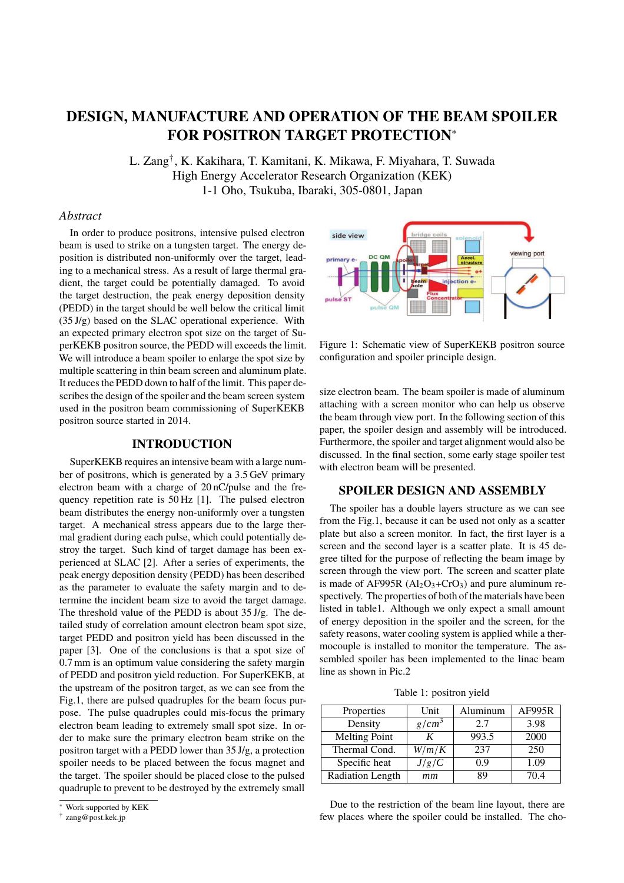# DESIGN, MANUFACTURE AND OPERATION OF THE BEAM SPOILER FOR POSITRON TARGET PROTECTION*

L. Zang†, K. Kakihara, T. Kamitani, K. Mikawa, F. Miyahara, T. Suwada
High Energy Accelerator Research Organization (KEK)
1-1 Oho, Tsukuba, Ibaraki, 305-0801, Japan

## *Abstract*

In order to produce positrons, intensive pulsed electron beam is used to strike on a tungsten target. The energy deposition is distributed non-uniformly over the target, leading to a mechanical stress. As a result of large thermal gradient, the target could be potentially damaged. To avoid the target destruction, the peak energy deposition density (PEDD) in the target should be well below the critical limit (35 J/g) based on the SLAC operational experience. With an expected primary electron spot size on the target of SuperKEKB positron source, the PEDD will exceeds the limit. We will introduce a beam spoiler to enlarge the spot size by multiple scattering in thin beam screen and aluminum plate. It reduces the PEDD down to half of the limit. This paper describes the design of the spoiler and the beam screen system used in the positron beam commissioning of SuperKEKB positron source started in 2014.

## INTRODUCTION

SuperKEKB requires an intensive beam with a large number of positrons, which is generated by a 3.5 GeV primary electron beam with a charge of 20 nC/pulse and the frequency repetition rate is 50 Hz [1]. The pulsed electron beam distributes the energy non-uniformly over a tungsten target. A mechanical stress appears due to the large thermal gradient during each pulse, which could potentially destroy the target. Such kind of target damage has been experienced at SLAC [2]. After a series of experiments, the peak energy deposition density (PEDD) has been described as the parameter to evaluate the safety margin and to determine the incident beam size to avoid the target damage. The threshold value of the PEDD is about 35 J/g. The detailed study of correlation amount electron beam spot size, target PEDD and positron yield has been discussed in the paper [3]. One of the conclusions is that a spot size of 0.7 mm is an optimum value considering the safety margin of PEDD and positron yield reduction. For SuperKEKB, at the upstream of the positron target, as we can see from the Fig.1, there are pulsed quadruples for the beam focus purpose. The pulse quadruples could mis-focus the primary electron beam leading to extremely small spot size. In order to make sure the primary electron beam strike on the positron target with a PEDD lower than 35 J/g, a protection spoiler needs to be placed between the focus magnet and the target. The spoiler should be placed close to the pulsed quadruple to prevent to be destroyed by the extremely small size electron beam. The beam spoiler is made of aluminum attaching with a screen monitor who can help us observe the beam through view port. In the following section of this paper, the spoiler design and assembly will be introduced. Furthermore, the spoiler and target alignment would also be discussed. In the final section, some early stage spoiler test with electron beam will be presented.

Figure 1: Schematic view of SuperKEKB positron source configuration and spoiler principle design.

## SPOILER DESIGN AND ASSEMBLY

The spoiler has a double layers structure as we can see from the Fig.1, because it can be used not only as a scatter plate but also a screen monitor. In fact, the first layer is a screen and the second layer is a scatter plate. It is 45 degree tilted for the purpose of reflecting the beam image by screen through the view port. The screen and scatter plate is made of AF995R ($Al_2O_3$+$CrO_3$) and pure aluminum respectively. The properties of both of the materials have been listed in table1. Although we only expect a small amount of energy deposition in the spoiler and the screen, for the safety reasons, water cooling system is applied while a thermocouple is installed to monitor the temperature. The assembled spoiler has been implemented to the linac beam line as shown in Pic.2

Table 1: positron yield

| Properties | Unit | Aluminum | AF995R |
|---|---|---|---|
| Density | $g/cm^3$ | 2.7 | 3.98 |
| Melting Point | $K$ | 993.5 | 2000 |
| Thermal Cond. | $W/m/K$ | 237 | 250 |
| Specific heat | $J/g/C$ | 0.9 | 1.09 |
| Radiation Length | $mm$ | 89 | 70.4 |

Due to the restriction of the beam line layout, there are few places where the spoiler could be installed. The cho-

* Work supported by KEK
† zang@post.kek.jp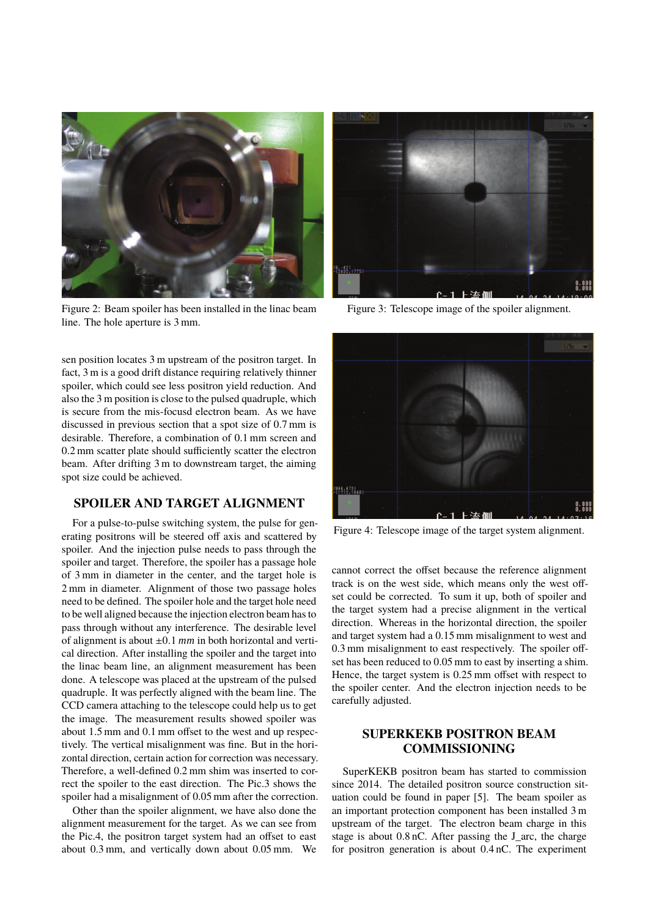Figure 2: Beam spoiler has been installed in the linac beam line. The hole aperture is 3 mm.

Figure 3: Telescope image of the spoiler alignment.

sen position locates 3 m upstream of the positron target. In fact, 3 m is a good drift distance requiring relatively thinner spoiler, which could see less positron yield reduction. And also the 3 m position is close to the pulsed quadruple, which is secure from the mis-focusd electron beam. As we have discussed in previous section that a spot size of 0.7 mm is desirable. Therefore, a combination of 0.1 mm screen and 0.2 mm scatter plate should sufficiently scatter the electron beam. After drifting 3 m to downstream target, the aiming spot size could be achieved.

## SPOILER AND TARGET ALIGNMENT

For a pulse-to-pulse switching system, the pulse for generating positrons will be steered off axis and scattered by spoiler. And the injection pulse needs to pass through the spoiler and target. Therefore, the spoiler has a passage hole of 3 mm in diameter in the center, and the target hole is 2 mm in diameter. Alignment of those two passage holes need to be defined. The spoiler hole and the target hole need to be well aligned because the injection electron beam has to pass through without any interference. The desirable level of alignment is about $\pm 0.1\ mm$ in both horizontal and vertical direction. After installing the spoiler and the target into the linac beam line, an alignment measurement has been done. A telescope was placed at the upstream of the pulsed quadruple. It was perfectly aligned with the beam line. The CCD camera attaching to the telescope could help us to get the image. The measurement results showed spoiler was about 1.5 mm and 0.1 mm offset to the west and up respectively. The vertical misalignment was fine. But in the horizontal direction, certain action for correction was necessary. Therefore, a well-defined 0.2 mm shim was inserted to correct the spoiler to the east direction. The Pic.3 shows the spoiler had a misalignment of 0.05 mm after the correction.

Other than the spoiler alignment, we have also done the alignment measurement for the target. As we can see from the Pic.4, the positron target system had an offset to east about 0.3 mm, and vertically down about 0.05 mm. We cannot correct the offset because the reference alignment track is on the west side, which means only the west offset could be corrected. To sum it up, both of spoiler and the target system had a precise alignment in the vertical direction. Whereas in the horizontal direction, the spoiler and target system had a 0.15 mm misalignment to west and 0.3 mm misalignment to east respectively. The spoiler offset has been reduced to 0.05 mm to east by inserting a shim. Hence, the target system is 0.25 mm offset with respect to the spoiler center. And the electron injection needs to be carefully adjusted.

Figure 4: Telescope image of the target system alignment.

## SUPERKEKB POSITRON BEAM COMMISSIONING

SuperKEKB positron beam has started to commission since 2014. The detailed positron source construction situation could be found in paper [5]. The beam spoiler as an important protection component has been installed 3 m upstream of the target. The electron beam charge in this stage is about 0.8 nC. After passing the J_arc, the charge for positron generation is about 0.4 nC. The experiment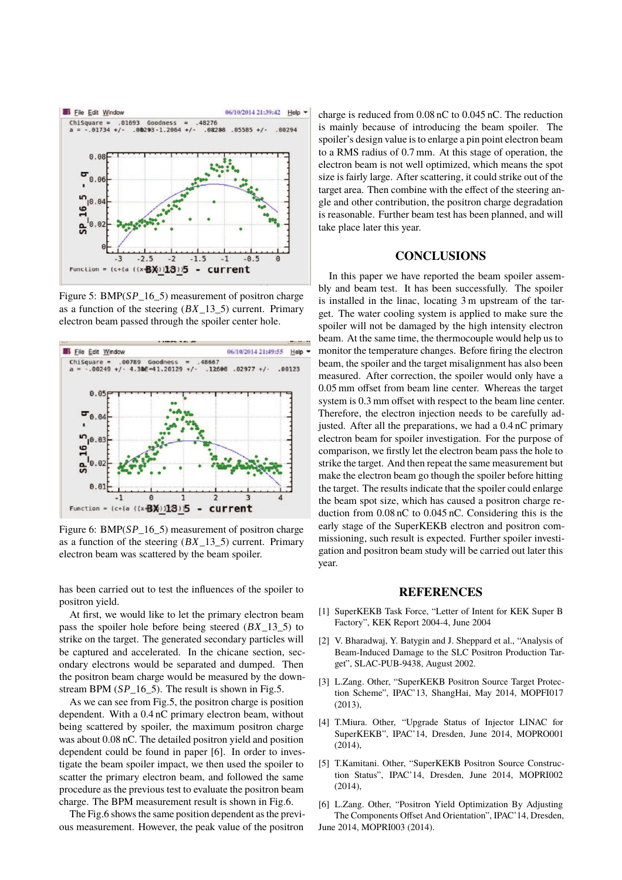ChiSquare = .01693 Goodness = .48276
a = -.01734 +/- .00293 -1.2064 +/- .08288 .05585 +/- .00294

0.08
0.06
0.04
0.02
0
SP_16_5 - q
-3 -2.5 -2 -1.5 -1 -0.5 0
Function = (c+(a ((x-BX_13_5 - current

Figure 5: BMP($SP\_16\_5$) measurement of positron charge as a function of the steering ($BX\_13\_5$) current. Primary electron beam passed through the spoiler center hole.

ChiSquare = .00789 Goodness = .48667
a = -.00249 +/- 4.38E-41.20129 +/- .12608 .02977 +/- .00123

0.05
0.04
0.03
0.02
0.01
SP_16_5 - q
-1 0 1 2 3 4
Function = (c+(a ((x-BX_13_5 - current

Figure 6: BMP($SP\_16\_5$) measurement of positron charge as a function of the steering ($BX\_13\_5$) current. Primary electron beam was scattered by the beam spoiler.

has been carried out to test the influences of the spoiler to positron yield.

At first, we would like to let the primary electron beam pass the spoiler hole before being steered ($BX\_13\_5$) to strike on the target. The generated secondary particles will be captured and accelerated. In the chicane section, secondary electrons would be separated and dumped. Then the positron beam charge would be measured by the downstream BPM ($SP\_16\_5$). The result is shown in Fig.5.

As we can see from Fig.5, the positron charge is position dependent. With a 0.4 nC primary electron beam, without being scattered by spoiler, the maximum positron charge was about 0.08 nC. The detailed positron yield and position dependent could be found in paper [6]. In order to investigate the beam spoiler impact, we then used the spoiler to scatter the primary electron beam, and followed the same procedure as the previous test to evaluate the positron beam charge. The BPM measurement result is shown in Fig.6.

The Fig.6 shows the same position dependent as the previous measurement. However, the peak value of the positron charge is reduced from 0.08 nC to 0.045 nC. The reduction is mainly because of introducing the beam spoiler. The spoiler's design value is to enlarge a pin point electron beam to a RMS radius of 0.7 mm. At this stage of operation, the electron beam is not well optimized, which means the spot size is fairly large. After scattering, it could strike out of the target area. Then combine with the effect of the steering angle and other contribution, the positron charge degradation is reasonable. Further beam test has been planned, and will take place later this year.

## CONCLUSIONS

In this paper we have reported the beam spoiler assembly and beam test. It has been successfully. The spoiler is installed in the linac, locating 3 m upstream of the target. The water cooling system is applied to make sure the spoiler will not be damaged by the high intensity electron beam. At the same time, the thermocouple would help us to monitor the temperature changes. Before firing the electron beam, the spoiler and the target misalignment has also been measured. After correction, the spoiler would only have a 0.05 mm offset from beam line center. Whereas the target system is 0.3 mm offset with respect to the beam line center. Therefore, the electron injection needs to be carefully adjusted. After all the preparations, we had a 0.4 nC primary electron beam for spoiler investigation. For the purpose of comparison, we firstly let the electron beam pass the hole to strike the target. And then repeat the same measurement but make the electron beam go though the spoiler before hitting the target. The results indicate that the spoiler could enlarge the beam spot size, which has caused a positron charge reduction from 0.08 nC to 0.045 nC. Considering this is the early stage of the SuperKEKB electron and positron commissioning, such result is expected. Further spoiler investigation and positron beam study will be carried out later this year.

## REFERENCES

[1] SuperKEKB Task Force, "Letter of Intent for KEK Super B Factory", KEK Report 2004-4, June 2004

[2] V. Bharadwaj, Y. Batygin and J. Sheppard et al., "Analysis of Beam-Induced Damage to the SLC Positron Production Target", SLAC-PUB-9438, August 2002.

[3] L.Zang. Other, "SuperKEKB Positron Source Target Protection Scheme", IPAC'13, ShangHai, May 2014, MOPFI017 (2013),

[4] T.Miura. Other, "Upgrade Status of Injector LINAC for SuperKEKB", IPAC'14, Dresden, June 2014, MOPRO001 (2014),

[5] T.Kamitani. Other, "SuperKEKB Positron Source Construction Status", IPAC'14, Dresden, June 2014, MOPRI002 (2014),

[6] L.Zang. Other, "Positron Yield Optimization By Adjusting The Components Offset And Orientation", IPAC'14, Dresden, June 2014, MOPRI003 (2014).